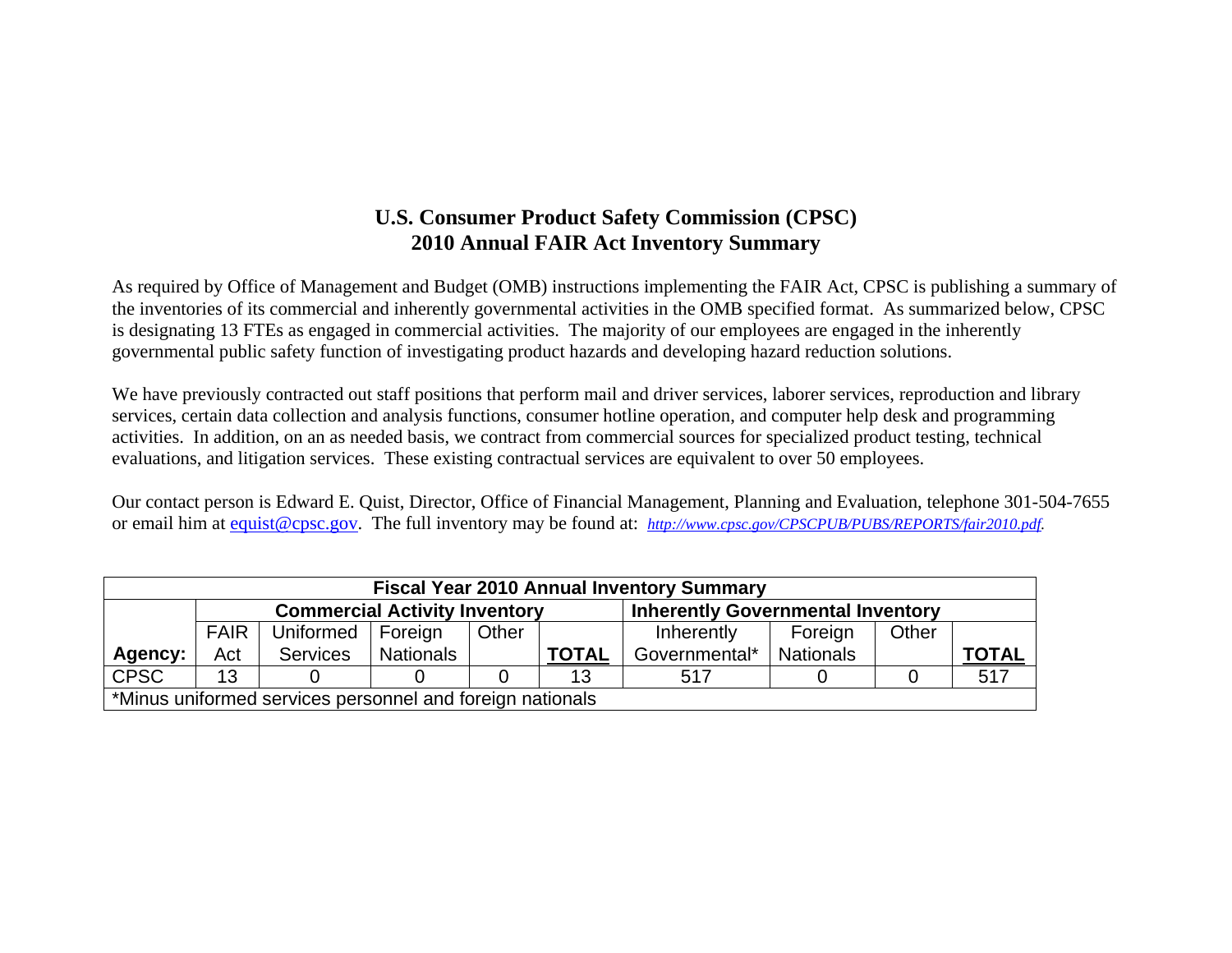# U.S. Consumer Product Safety Commission (CPSC)
# 2010 Annual FAIR Act Inventory Summary

As required by Office of Management and Budget (OMB) instructions implementing the FAIR Act, CPSC is publishing a summary of the inventories of its commercial and inherently governmental activities in the OMB specified format. As summarized below, CPSC is designating 13 FTEs as engaged in commercial activities. The majority of our employees are engaged in the inherently governmental public safety function of investigating product hazards and developing hazard reduction solutions.

We have previously contracted out staff positions that perform mail and driver services, laborer services, reproduction and library services, certain data collection and analysis functions, consumer hotline operation, and computer help desk and programming activities. In addition, on an as needed basis, we contract from commercial sources for specialized product testing, technical evaluations, and litigation services. These existing contractual services are equivalent to over 50 employees.

Our contact person is Edward E. Quist, Director, Office of Financial Management, Planning and Evaluation, telephone 301-504-7655 or email him at equist@cpsc.gov. The full inventory may be found at: *http://www.cpsc.gov/CPSCPUB/PUBS/REPORTS/fair2010.pdf.*

| **Fiscal Year 2010 Annual Inventory Summary** | | | | | | | | | |
|---|---|---|---|---|---|---|---|---|---|
| | **Commercial Activity Inventory** | | | | | **Inherently Governmental Inventory** | | | |
| **Agency:** | FAIR Act | Uniformed Services | Foreign Nationals | Other | **TOTAL** | Inherently Governmental* | Foreign Nationals | Other | **TOTAL** |
| CPSC | 13 | 0 | 0 | 0 | 13 | 517 | 0 | 0 | 517 |
| *Minus uniformed services personnel and foreign nationals | | | | | | | | | |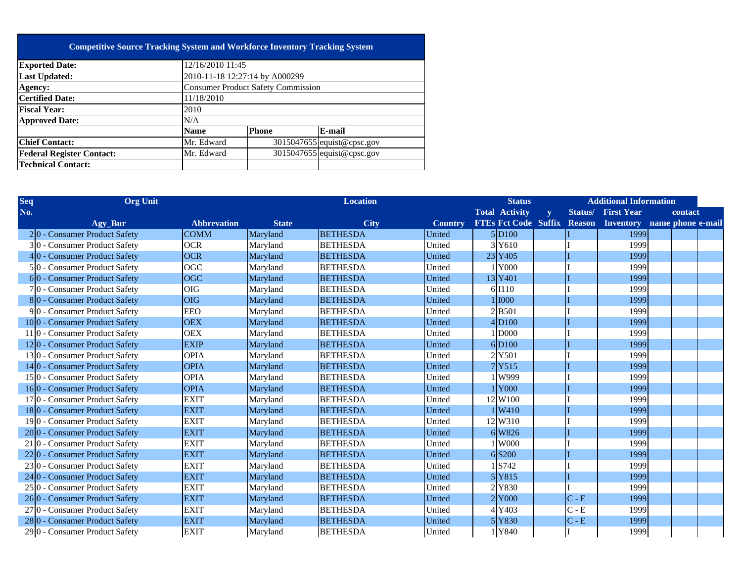| Competitive Source Tracking System and Workforce Inventory Tracking System | | | |
|---|---|---|---|
| **Exported Date:** | 12/16/2010 11:45 | | |
| **Last Updated:** | 2010-11-18 12:27:14 by A000299 | | |
| **Agency:** | Consumer Product Safety Commission | | |
| **Certified Date:** | 11/18/2010 | | |
| **Fiscal Year:** | 2010 | | |
| **Approved Date:** | N/A | | |
| | **Name** | **Phone** | **E-mail** |
| **Chief Contact:** | Mr. Edward | 3015047655 | equist@cpsc.gov |
| **Federal Register Contact:** | Mr. Edward | 3015047655 | equist@cpsc.gov |
| **Technical Contact:** | | | |

| Seq No. | Org Unit | | Location | | | Status | | | | Additional Information | | | |
|---|---|---|---|---|---|---|---|---|---|---|---|---|---|
| | Agy_Bur | Abbrevation | State | City | Country | Total FTEs | Activity Fct Code | y Suffix | Status/ Reason | First Year Inventory | contact name | contact phone | contact e-mail |
| 2 | 0 - Consumer Product Safety | COMM | Maryland | BETHESDA | United | 5 | D100 | | I | 1999 | | | |
| 3 | 0 - Consumer Product Safety | OCR | Maryland | BETHESDA | United | 3 | Y610 | | I | 1999 | | | |
| 4 | 0 - Consumer Product Safety | OCR | Maryland | BETHESDA | United | 23 | Y405 | | I | 1999 | | | |
| 5 | 0 - Consumer Product Safety | OGC | Maryland | BETHESDA | United | 1 | Y000 | | I | 1999 | | | |
| 6 | 0 - Consumer Product Safety | OGC | Maryland | BETHESDA | United | 13 | Y401 | | I | 1999 | | | |
| 7 | 0 - Consumer Product Safety | OIG | Maryland | BETHESDA | United | 6 | I110 | | I | 1999 | | | |
| 8 | 0 - Consumer Product Safety | OIG | Maryland | BETHESDA | United | 1 | I000 | | I | 1999 | | | |
| 9 | 0 - Consumer Product Safety | EEO | Maryland | BETHESDA | United | 2 | B501 | | I | 1999 | | | |
| 10 | 0 - Consumer Product Safety | OEX | Maryland | BETHESDA | United | 4 | D100 | | I | 1999 | | | |
| 11 | 0 - Consumer Product Safety | OEX | Maryland | BETHESDA | United | 1 | D000 | | I | 1999 | | | |
| 12 | 0 - Consumer Product Safety | EXIP | Maryland | BETHESDA | United | 6 | D100 | | I | 1999 | | | |
| 13 | 0 - Consumer Product Safety | OPIA | Maryland | BETHESDA | United | 2 | Y501 | | I | 1999 | | | |
| 14 | 0 - Consumer Product Safety | OPIA | Maryland | BETHESDA | United | 7 | Y515 | | I | 1999 | | | |
| 15 | 0 - Consumer Product Safety | OPIA | Maryland | BETHESDA | United | 1 | W999 | | I | 1999 | | | |
| 16 | 0 - Consumer Product Safety | OPIA | Maryland | BETHESDA | United | 1 | Y000 | | I | 1999 | | | |
| 17 | 0 - Consumer Product Safety | EXIT | Maryland | BETHESDA | United | 12 | W100 | | I | 1999 | | | |
| 18 | 0 - Consumer Product Safety | EXIT | Maryland | BETHESDA | United | 1 | W410 | | I | 1999 | | | |
| 19 | 0 - Consumer Product Safety | EXIT | Maryland | BETHESDA | United | 12 | W310 | | I | 1999 | | | |
| 20 | 0 - Consumer Product Safety | EXIT | Maryland | BETHESDA | United | 6 | W826 | | I | 1999 | | | |
| 21 | 0 - Consumer Product Safety | EXIT | Maryland | BETHESDA | United | 1 | W000 | | I | 1999 | | | |
| 22 | 0 - Consumer Product Safety | EXIT | Maryland | BETHESDA | United | 6 | S200 | | I | 1999 | | | |
| 23 | 0 - Consumer Product Safety | EXIT | Maryland | BETHESDA | United | 1 | S742 | | I | 1999 | | | |
| 24 | 0 - Consumer Product Safety | EXIT | Maryland | BETHESDA | United | 5 | Y815 | | I | 1999 | | | |
| 25 | 0 - Consumer Product Safety | EXIT | Maryland | BETHESDA | United | 2 | Y830 | | I | 1999 | | | |
| 26 | 0 - Consumer Product Safety | EXIT | Maryland | BETHESDA | United | 2 | Y000 | | C - E | 1999 | | | |
| 27 | 0 - Consumer Product Safety | EXIT | Maryland | BETHESDA | United | 4 | Y403 | | C - E | 1999 | | | |
| 28 | 0 - Consumer Product Safety | EXIT | Maryland | BETHESDA | United | 5 | Y830 | | C - E | 1999 | | | |
| 29 | 0 - Consumer Product Safety | EXIT | Maryland | BETHESDA | United | 1 | Y840 | | I | 1999 | | | |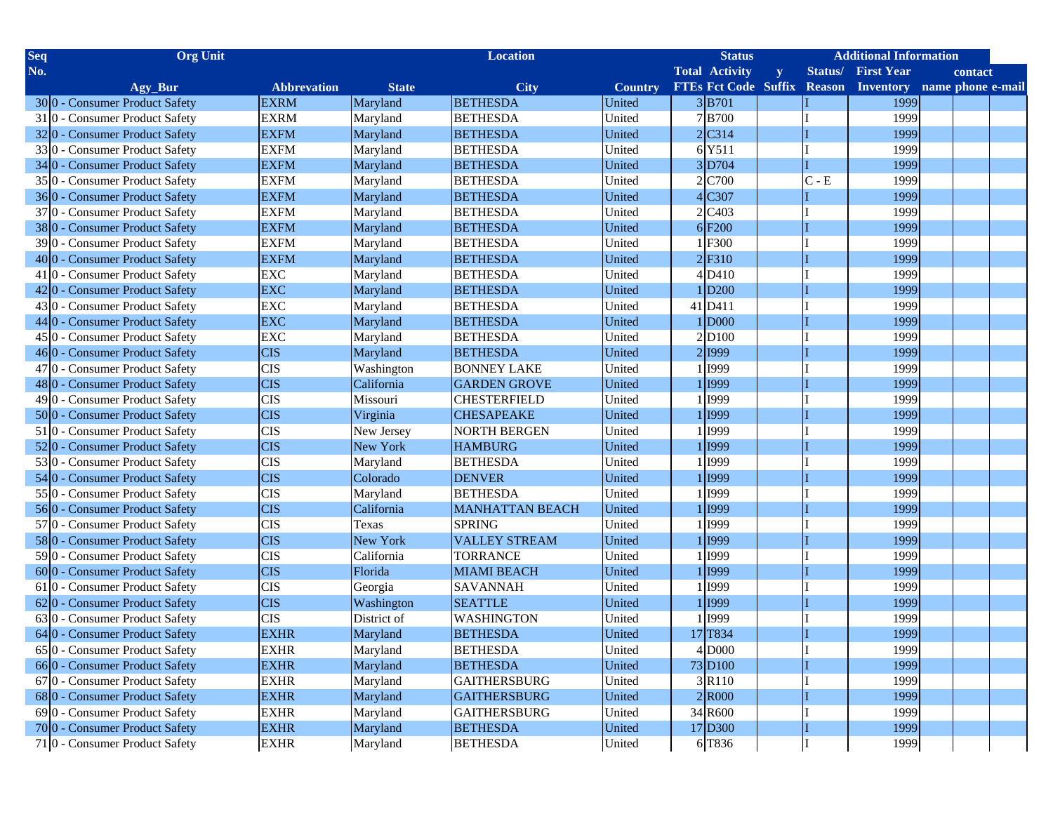| Seq No. | Org Unit | | Location | | | Status | | | | Additional Information | | | |
|---|---|---|---|---|---|---|---|---|---|---|---|---|---|
| | | | | | | Total | Activity | y | Status/ | First Year | contact | | |
| | Agy_Bur | Abbrevation | State | City | Country | FTEs | Fct Code | Suffix | Reason | Inventory | name | phone | e-mail |
| 30 | 0 - Consumer Product Safety | EXRM | Maryland | BETHESDA | United | 3 | B701 | | I | 1999 | | | |
| 31 | 0 - Consumer Product Safety | EXRM | Maryland | BETHESDA | United | 7 | B700 | | I | 1999 | | | |
| 32 | 0 - Consumer Product Safety | EXFM | Maryland | BETHESDA | United | 2 | C314 | | I | 1999 | | | |
| 33 | 0 - Consumer Product Safety | EXFM | Maryland | BETHESDA | United | 6 | Y511 | | I | 1999 | | | |
| 34 | 0 - Consumer Product Safety | EXFM | Maryland | BETHESDA | United | 3 | D704 | | I | 1999 | | | |
| 35 | 0 - Consumer Product Safety | EXFM | Maryland | BETHESDA | United | 2 | C700 | | C - E | 1999 | | | |
| 36 | 0 - Consumer Product Safety | EXFM | Maryland | BETHESDA | United | 4 | C307 | | I | 1999 | | | |
| 37 | 0 - Consumer Product Safety | EXFM | Maryland | BETHESDA | United | 2 | C403 | | I | 1999 | | | |
| 38 | 0 - Consumer Product Safety | EXFM | Maryland | BETHESDA | United | 6 | F200 | | I | 1999 | | | |
| 39 | 0 - Consumer Product Safety | EXFM | Maryland | BETHESDA | United | 1 | F300 | | I | 1999 | | | |
| 40 | 0 - Consumer Product Safety | EXFM | Maryland | BETHESDA | United | 2 | F310 | | I | 1999 | | | |
| 41 | 0 - Consumer Product Safety | EXC | Maryland | BETHESDA | United | 4 | D410 | | I | 1999 | | | |
| 42 | 0 - Consumer Product Safety | EXC | Maryland | BETHESDA | United | 1 | D200 | | I | 1999 | | | |
| 43 | 0 - Consumer Product Safety | EXC | Maryland | BETHESDA | United | 41 | D411 | | I | 1999 | | | |
| 44 | 0 - Consumer Product Safety | EXC | Maryland | BETHESDA | United | 1 | D000 | | I | 1999 | | | |
| 45 | 0 - Consumer Product Safety | EXC | Maryland | BETHESDA | United | 2 | D100 | | I | 1999 | | | |
| 46 | 0 - Consumer Product Safety | CIS | Maryland | BETHESDA | United | 2 | I999 | | I | 1999 | | | |
| 47 | 0 - Consumer Product Safety | CIS | Washington | BONNEY LAKE | United | 1 | I999 | | I | 1999 | | | |
| 48 | 0 - Consumer Product Safety | CIS | California | GARDEN GROVE | United | 1 | I999 | | I | 1999 | | | |
| 49 | 0 - Consumer Product Safety | CIS | Missouri | CHESTERFIELD | United | 1 | I999 | | I | 1999 | | | |
| 50 | 0 - Consumer Product Safety | CIS | Virginia | CHESAPEAKE | United | 1 | I999 | | I | 1999 | | | |
| 51 | 0 - Consumer Product Safety | CIS | New Jersey | NORTH BERGEN | United | 1 | I999 | | I | 1999 | | | |
| 52 | 0 - Consumer Product Safety | CIS | New York | HAMBURG | United | 1 | I999 | | I | 1999 | | | |
| 53 | 0 - Consumer Product Safety | CIS | Maryland | BETHESDA | United | 1 | I999 | | I | 1999 | | | |
| 54 | 0 - Consumer Product Safety | CIS | Colorado | DENVER | United | 1 | I999 | | I | 1999 | | | |
| 55 | 0 - Consumer Product Safety | CIS | Maryland | BETHESDA | United | 1 | I999 | | I | 1999 | | | |
| 56 | 0 - Consumer Product Safety | CIS | California | MANHATTAN BEACH | United | 1 | I999 | | I | 1999 | | | |
| 57 | 0 - Consumer Product Safety | CIS | Texas | SPRING | United | 1 | I999 | | I | 1999 | | | |
| 58 | 0 - Consumer Product Safety | CIS | New York | VALLEY STREAM | United | 1 | I999 | | I | 1999 | | | |
| 59 | 0 - Consumer Product Safety | CIS | California | TORRANCE | United | 1 | I999 | | I | 1999 | | | |
| 60 | 0 - Consumer Product Safety | CIS | Florida | MIAMI BEACH | United | 1 | I999 | | I | 1999 | | | |
| 61 | 0 - Consumer Product Safety | CIS | Georgia | SAVANNAH | United | 1 | I999 | | I | 1999 | | | |
| 62 | 0 - Consumer Product Safety | CIS | Washington | SEATTLE | United | 1 | I999 | | I | 1999 | | | |
| 63 | 0 - Consumer Product Safety | CIS | District of | WASHINGTON | United | 1 | I999 | | I | 1999 | | | |
| 64 | 0 - Consumer Product Safety | EXHR | Maryland | BETHESDA | United | 17 | T834 | | I | 1999 | | | |
| 65 | 0 - Consumer Product Safety | EXHR | Maryland | BETHESDA | United | 4 | D000 | | I | 1999 | | | |
| 66 | 0 - Consumer Product Safety | EXHR | Maryland | BETHESDA | United | 73 | D100 | | I | 1999 | | | |
| 67 | 0 - Consumer Product Safety | EXHR | Maryland | GAITHERSBURG | United | 3 | R110 | | I | 1999 | | | |
| 68 | 0 - Consumer Product Safety | EXHR | Maryland | GAITHERSBURG | United | 2 | R000 | | I | 1999 | | | |
| 69 | 0 - Consumer Product Safety | EXHR | Maryland | GAITHERSBURG | United | 34 | R600 | | I | 1999 | | | |
| 70 | 0 - Consumer Product Safety | EXHR | Maryland | BETHESDA | United | 17 | D300 | | I | 1999 | | | |
| 71 | 0 - Consumer Product Safety | EXHR | Maryland | BETHESDA | United | 6 | T836 | | I | 1999 | | | |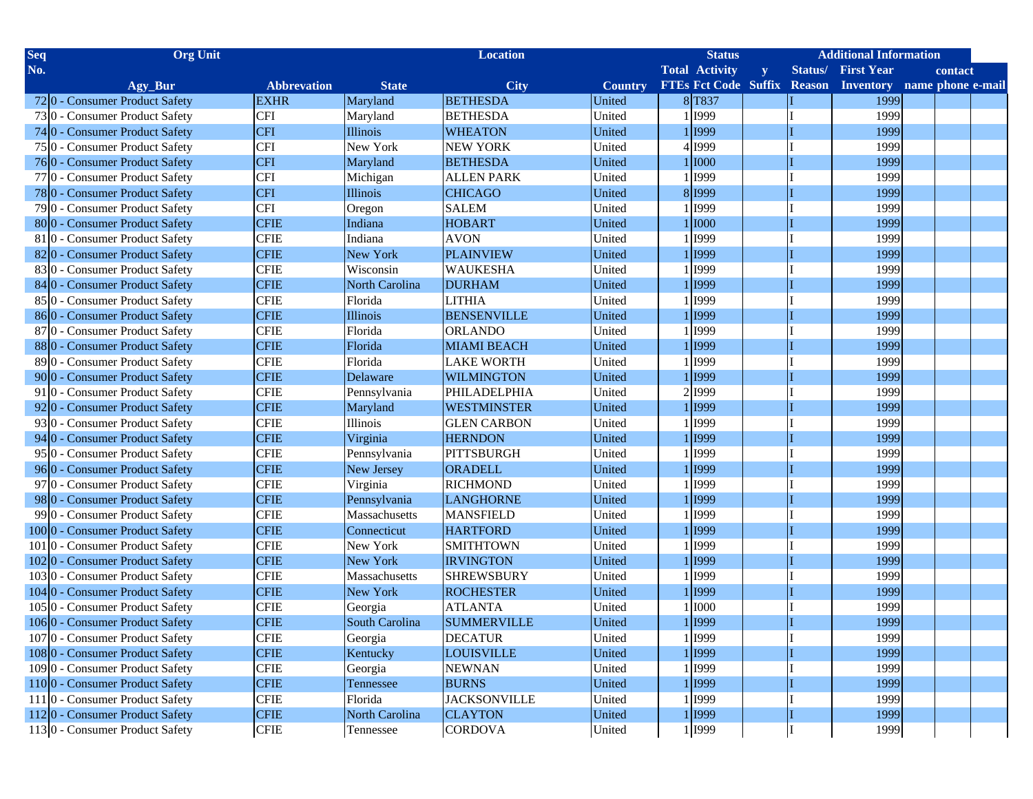| Seq No. | Org Unit | | Location | | | Status | | | | Additional Information | | | |
|---|---|---|---|---|---|---|---|---|---|---|---|---|---|
| | | | | | | Total | Activity | y | Status/ | First Year | contact | | |
| | Agy_Bur | Abbrevation | State | City | Country | FTEs | Fct Code | Suffix | Reason | Inventory | name | phone | e-mail |
| 72 | 0 - Consumer Product Safety | EXHR | Maryland | BETHESDA | United | 8 | T837 | | I | 1999 | | | |
| 73 | 0 - Consumer Product Safety | CFI | Maryland | BETHESDA | United | 1 | I999 | | I | 1999 | | | |
| 74 | 0 - Consumer Product Safety | CFI | Illinois | WHEATON | United | 1 | I999 | | I | 1999 | | | |
| 75 | 0 - Consumer Product Safety | CFI | New York | NEW YORK | United | 4 | I999 | | I | 1999 | | | |
| 76 | 0 - Consumer Product Safety | CFI | Maryland | BETHESDA | United | 1 | I000 | | I | 1999 | | | |
| 77 | 0 - Consumer Product Safety | CFI | Michigan | ALLEN PARK | United | 1 | I999 | | I | 1999 | | | |
| 78 | 0 - Consumer Product Safety | CFI | Illinois | CHICAGO | United | 8 | I999 | | I | 1999 | | | |
| 79 | 0 - Consumer Product Safety | CFI | Oregon | SALEM | United | 1 | I999 | | I | 1999 | | | |
| 80 | 0 - Consumer Product Safety | CFIE | Indiana | HOBART | United | 1 | I000 | | I | 1999 | | | |
| 81 | 0 - Consumer Product Safety | CFIE | Indiana | AVON | United | 1 | I999 | | I | 1999 | | | |
| 82 | 0 - Consumer Product Safety | CFIE | New York | PLAINVIEW | United | 1 | I999 | | I | 1999 | | | |
| 83 | 0 - Consumer Product Safety | CFIE | Wisconsin | WAUKESHA | United | 1 | I999 | | I | 1999 | | | |
| 84 | 0 - Consumer Product Safety | CFIE | North Carolina | DURHAM | United | 1 | I999 | | I | 1999 | | | |
| 85 | 0 - Consumer Product Safety | CFIE | Florida | LITHIA | United | 1 | I999 | | I | 1999 | | | |
| 86 | 0 - Consumer Product Safety | CFIE | Illinois | BENSENVILLE | United | 1 | I999 | | I | 1999 | | | |
| 87 | 0 - Consumer Product Safety | CFIE | Florida | ORLANDO | United | 1 | I999 | | I | 1999 | | | |
| 88 | 0 - Consumer Product Safety | CFIE | Florida | MIAMI BEACH | United | 1 | I999 | | I | 1999 | | | |
| 89 | 0 - Consumer Product Safety | CFIE | Florida | LAKE WORTH | United | 1 | I999 | | I | 1999 | | | |
| 90 | 0 - Consumer Product Safety | CFIE | Delaware | WILMINGTON | United | 1 | I999 | | I | 1999 | | | |
| 91 | 0 - Consumer Product Safety | CFIE | Pennsylvania | PHILADELPHIA | United | 2 | I999 | | I | 1999 | | | |
| 92 | 0 - Consumer Product Safety | CFIE | Maryland | WESTMINSTER | United | 1 | I999 | | I | 1999 | | | |
| 93 | 0 - Consumer Product Safety | CFIE | Illinois | GLEN CARBON | United | 1 | I999 | | I | 1999 | | | |
| 94 | 0 - Consumer Product Safety | CFIE | Virginia | HERNDON | United | 1 | I999 | | I | 1999 | | | |
| 95 | 0 - Consumer Product Safety | CFIE | Pennsylvania | PITTSBURGH | United | 1 | I999 | | I | 1999 | | | |
| 96 | 0 - Consumer Product Safety | CFIE | New Jersey | ORADELL | United | 1 | I999 | | I | 1999 | | | |
| 97 | 0 - Consumer Product Safety | CFIE | Virginia | RICHMOND | United | 1 | I999 | | I | 1999 | | | |
| 98 | 0 - Consumer Product Safety | CFIE | Pennsylvania | LANGHORNE | United | 1 | I999 | | I | 1999 | | | |
| 99 | 0 - Consumer Product Safety | CFIE | Massachusetts | MANSFIELD | United | 1 | I999 | | I | 1999 | | | |
| 100 | 0 - Consumer Product Safety | CFIE | Connecticut | HARTFORD | United | 1 | I999 | | I | 1999 | | | |
| 101 | 0 - Consumer Product Safety | CFIE | New York | SMITHTOWN | United | 1 | I999 | | I | 1999 | | | |
| 102 | 0 - Consumer Product Safety | CFIE | New York | IRVINGTON | United | 1 | I999 | | I | 1999 | | | |
| 103 | 0 - Consumer Product Safety | CFIE | Massachusetts | SHREWSBURY | United | 1 | I999 | | I | 1999 | | | |
| 104 | 0 - Consumer Product Safety | CFIE | New York | ROCHESTER | United | 1 | I999 | | I | 1999 | | | |
| 105 | 0 - Consumer Product Safety | CFIE | Georgia | ATLANTA | United | 1 | I000 | | I | 1999 | | | |
| 106 | 0 - Consumer Product Safety | CFIE | South Carolina | SUMMERVILLE | United | 1 | I999 | | I | 1999 | | | |
| 107 | 0 - Consumer Product Safety | CFIE | Georgia | DECATUR | United | 1 | I999 | | I | 1999 | | | |
| 108 | 0 - Consumer Product Safety | CFIE | Kentucky | LOUISVILLE | United | 1 | I999 | | I | 1999 | | | |
| 109 | 0 - Consumer Product Safety | CFIE | Georgia | NEWNAN | United | 1 | I999 | | I | 1999 | | | |
| 110 | 0 - Consumer Product Safety | CFIE | Tennessee | BURNS | United | 1 | I999 | | I | 1999 | | | |
| 111 | 0 - Consumer Product Safety | CFIE | Florida | JACKSONVILLE | United | 1 | I999 | | I | 1999 | | | |
| 112 | 0 - Consumer Product Safety | CFIE | North Carolina | CLAYTON | United | 1 | I999 | | I | 1999 | | | |
| 113 | 0 - Consumer Product Safety | CFIE | Tennessee | CORDOVA | United | 1 | I999 | | I | 1999 | | | |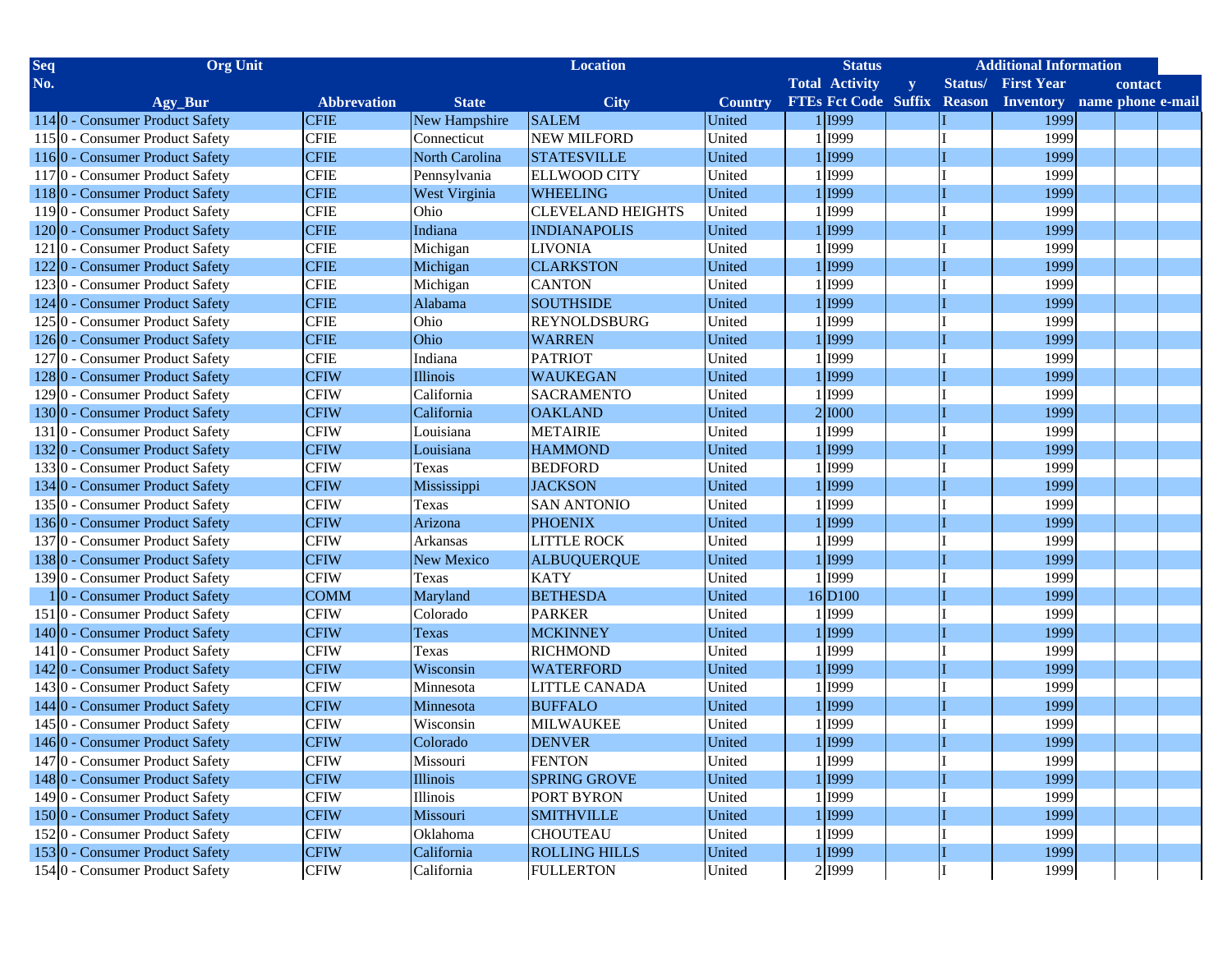| Seq No. | Org Unit | | Location | | | Status | | | | Additional Information | | | |
|---|---|---|---|---|---|---|---|---|---|---|---|---|---|
| | | | | | | Total | Activity | y | Status/ | First Year | contact | | |
| | Agy_Bur | Abbrevation | State | City | Country | FTEs | Fct Code | Suffix | Reason | Inventory | name | phone | e-mail |
| 114 | 0 - Consumer Product Safety | CFIE | New Hampshire | SALEM | United | 1 | I999 | | I | 1999 | | | |
| 115 | 0 - Consumer Product Safety | CFIE | Connecticut | NEW MILFORD | United | 1 | I999 | | I | 1999 | | | |
| 116 | 0 - Consumer Product Safety | CFIE | North Carolina | STATESVILLE | United | 1 | I999 | | I | 1999 | | | |
| 117 | 0 - Consumer Product Safety | CFIE | Pennsylvania | ELLWOOD CITY | United | 1 | I999 | | I | 1999 | | | |
| 118 | 0 - Consumer Product Safety | CFIE | West Virginia | WHEELING | United | 1 | I999 | | I | 1999 | | | |
| 119 | 0 - Consumer Product Safety | CFIE | Ohio | CLEVELAND HEIGHTS | United | 1 | I999 | | I | 1999 | | | |
| 120 | 0 - Consumer Product Safety | CFIE | Indiana | INDIANAPOLIS | United | 1 | I999 | | I | 1999 | | | |
| 121 | 0 - Consumer Product Safety | CFIE | Michigan | LIVONIA | United | 1 | I999 | | I | 1999 | | | |
| 122 | 0 - Consumer Product Safety | CFIE | Michigan | CLARKSTON | United | 1 | I999 | | I | 1999 | | | |
| 123 | 0 - Consumer Product Safety | CFIE | Michigan | CANTON | United | 1 | I999 | | I | 1999 | | | |
| 124 | 0 - Consumer Product Safety | CFIE | Alabama | SOUTHSIDE | United | 1 | I999 | | I | 1999 | | | |
| 125 | 0 - Consumer Product Safety | CFIE | Ohio | REYNOLDSBURG | United | 1 | I999 | | I | 1999 | | | |
| 126 | 0 - Consumer Product Safety | CFIE | Ohio | WARREN | United | 1 | I999 | | I | 1999 | | | |
| 127 | 0 - Consumer Product Safety | CFIE | Indiana | PATRIOT | United | 1 | I999 | | I | 1999 | | | |
| 128 | 0 - Consumer Product Safety | CFIW | Illinois | WAUKEGAN | United | 1 | I999 | | I | 1999 | | | |
| 129 | 0 - Consumer Product Safety | CFIW | California | SACRAMENTO | United | 1 | I999 | | I | 1999 | | | |
| 130 | 0 - Consumer Product Safety | CFIW | California | OAKLAND | United | 2 | I000 | | I | 1999 | | | |
| 131 | 0 - Consumer Product Safety | CFIW | Louisiana | METAIRIE | United | 1 | I999 | | I | 1999 | | | |
| 132 | 0 - Consumer Product Safety | CFIW | Louisiana | HAMMOND | United | 1 | I999 | | I | 1999 | | | |
| 133 | 0 - Consumer Product Safety | CFIW | Texas | BEDFORD | United | 1 | I999 | | I | 1999 | | | |
| 134 | 0 - Consumer Product Safety | CFIW | Mississippi | JACKSON | United | 1 | I999 | | I | 1999 | | | |
| 135 | 0 - Consumer Product Safety | CFIW | Texas | SAN ANTONIO | United | 1 | I999 | | I | 1999 | | | |
| 136 | 0 - Consumer Product Safety | CFIW | Arizona | PHOENIX | United | 1 | I999 | | I | 1999 | | | |
| 137 | 0 - Consumer Product Safety | CFIW | Arkansas | LITTLE ROCK | United | 1 | I999 | | I | 1999 | | | |
| 138 | 0 - Consumer Product Safety | CFIW | New Mexico | ALBUQUERQUE | United | 1 | I999 | | I | 1999 | | | |
| 139 | 0 - Consumer Product Safety | CFIW | Texas | KATY | United | 1 | I999 | | I | 1999 | | | |
| 1 | 0 - Consumer Product Safety | COMM | Maryland | BETHESDA | United | 16 | D100 | | I | 1999 | | | |
| 151 | 0 - Consumer Product Safety | CFIW | Colorado | PARKER | United | 1 | I999 | | I | 1999 | | | |
| 140 | 0 - Consumer Product Safety | CFIW | Texas | MCKINNEY | United | 1 | I999 | | I | 1999 | | | |
| 141 | 0 - Consumer Product Safety | CFIW | Texas | RICHMOND | United | 1 | I999 | | I | 1999 | | | |
| 142 | 0 - Consumer Product Safety | CFIW | Wisconsin | WATERFORD | United | 1 | I999 | | I | 1999 | | | |
| 143 | 0 - Consumer Product Safety | CFIW | Minnesota | LITTLE CANADA | United | 1 | I999 | | I | 1999 | | | |
| 144 | 0 - Consumer Product Safety | CFIW | Minnesota | BUFFALO | United | 1 | I999 | | I | 1999 | | | |
| 145 | 0 - Consumer Product Safety | CFIW | Wisconsin | MILWAUKEE | United | 1 | I999 | | I | 1999 | | | |
| 146 | 0 - Consumer Product Safety | CFIW | Colorado | DENVER | United | 1 | I999 | | I | 1999 | | | |
| 147 | 0 - Consumer Product Safety | CFIW | Missouri | FENTON | United | 1 | I999 | | I | 1999 | | | |
| 148 | 0 - Consumer Product Safety | CFIW | Illinois | SPRING GROVE | United | 1 | I999 | | I | 1999 | | | |
| 149 | 0 - Consumer Product Safety | CFIW | Illinois | PORT BYRON | United | 1 | I999 | | I | 1999 | | | |
| 150 | 0 - Consumer Product Safety | CFIW | Missouri | SMITHVILLE | United | 1 | I999 | | I | 1999 | | | |
| 152 | 0 - Consumer Product Safety | CFIW | Oklahoma | CHOUTEAU | United | 1 | I999 | | I | 1999 | | | |
| 153 | 0 - Consumer Product Safety | CFIW | California | ROLLING HILLS | United | 1 | I999 | | I | 1999 | | | |
| 154 | 0 - Consumer Product Safety | CFIW | California | FULLERTON | United | 2 | I999 | | I | 1999 | | | |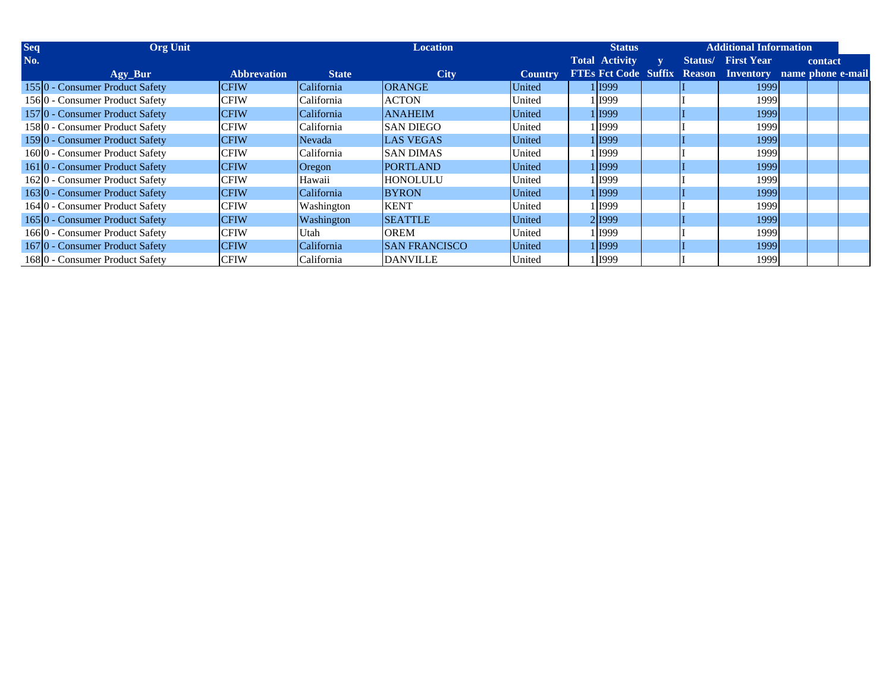| Seq No. | Org Unit | | Location | | | Status | | | | Additional Information | | | |
|---|---|---|---|---|---|---|---|---|---|---|---|---|---|
| | | | | | | Total | Activity | y | Status/ | First Year | contact | | |
| | Agy_Bur | Abbrevation | State | City | Country | FTEs | Fct Code | Suffix | Reason | Inventory | name | phone | e-mail |
| 155 | 0 - Consumer Product Safety | CFIW | California | ORANGE | United | 1 | I999 | | I | 1999 | | | |
| 156 | 0 - Consumer Product Safety | CFIW | California | ACTON | United | 1 | I999 | | I | 1999 | | | |
| 157 | 0 - Consumer Product Safety | CFIW | California | ANAHEIM | United | 1 | I999 | | I | 1999 | | | |
| 158 | 0 - Consumer Product Safety | CFIW | California | SAN DIEGO | United | 1 | I999 | | I | 1999 | | | |
| 159 | 0 - Consumer Product Safety | CFIW | Nevada | LAS VEGAS | United | 1 | I999 | | I | 1999 | | | |
| 160 | 0 - Consumer Product Safety | CFIW | California | SAN DIMAS | United | 1 | I999 | | I | 1999 | | | |
| 161 | 0 - Consumer Product Safety | CFIW | Oregon | PORTLAND | United | 1 | I999 | | I | 1999 | | | |
| 162 | 0 - Consumer Product Safety | CFIW | Hawaii | HONOLULU | United | 1 | I999 | | I | 1999 | | | |
| 163 | 0 - Consumer Product Safety | CFIW | California | BYRON | United | 1 | I999 | | I | 1999 | | | |
| 164 | 0 - Consumer Product Safety | CFIW | Washington | KENT | United | 1 | I999 | | I | 1999 | | | |
| 165 | 0 - Consumer Product Safety | CFIW | Washington | SEATTLE | United | 2 | I999 | | I | 1999 | | | |
| 166 | 0 - Consumer Product Safety | CFIW | Utah | OREM | United | 1 | I999 | | I | 1999 | | | |
| 167 | 0 - Consumer Product Safety | CFIW | California | SAN FRANCISCO | United | 1 | I999 | | I | 1999 | | | |
| 168 | 0 - Consumer Product Safety | CFIW | California | DANVILLE | United | 1 | I999 | | I | 1999 | | | |